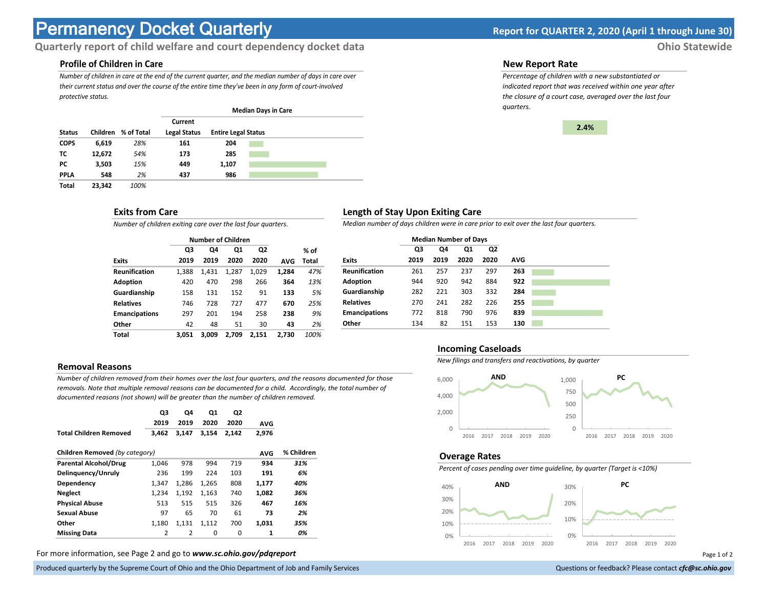# Permanency Docket Quarterly

**Report for QUARTER 2, 2020 (April 1 through June 30)**

**Quarterly report of child welfare and court dependency docket data** — **Ohio Statewide**

### Profile of Children in Care

*Number of children in care at the end of the current quarter, and the median number of days in care over their current status and over the course of the entire time they've been in any form of court-involved protective status.*

| Status | Children | % of Total | Median Days in Care: Current Legal Status | Median Days in Care: Entire Legal Status |
|---|---|---|---|---|
| COPS | 6,619 | 28% | 161 | 204 |
| TC | 12,672 | 54% | 173 | 285 |
| PC | 3,503 | 15% | 449 | 1,107 |
| PPLA | 548 | 2% | 437 | 986 |
| Total | 23,342 | 100% | | |

### New Report Rate

*Percentage of children with a new substantiated or indicated report that was received within one year after the closure of a court case, averaged over the last four quarters.*

**2.4%**

### Exits from Care

*Number of children exiting care over the last four quarters.*

| Exits | Q3 2019 | Q4 2019 | Q1 2020 | Q2 2020 | AVG | % of Total |
|---|---|---|---|---|---|---|
| Reunification | 1,388 | 1,431 | 1,287 | 1,029 | 1,284 | 47% |
| Adoption | 420 | 470 | 298 | 266 | 364 | 13% |
| Guardianship | 158 | 131 | 152 | 91 | 133 | 5% |
| Relatives | 746 | 728 | 727 | 477 | 670 | 25% |
| Emancipations | 297 | 201 | 194 | 258 | 238 | 9% |
| Other | 42 | 48 | 51 | 30 | 43 | 2% |
| Total | 3,051 | 3,009 | 2,709 | 2,151 | 2,730 | 100% |

### Length of Stay Upon Exiting Care

*Median number of days children were in care prior to exit over the last four quarters.*

| Exits | Q3 2019 | Q4 2019 | Q1 2020 | Q2 2020 | AVG |
|---|---|---|---|---|---|
| Reunification | 261 | 257 | 237 | 297 | 263 |
| Adoption | 944 | 920 | 942 | 884 | 922 |
| Guardianship | 282 | 221 | 303 | 332 | 284 |
| Relatives | 270 | 241 | 282 | 226 | 255 |
| Emancipations | 772 | 818 | 790 | 976 | 839 |
| Other | 134 | 82 | 151 | 153 | 130 |

### Removal Reasons

*Number of children removed from their homes over the last four quarters, and the reasons documented for those removals. Note that multiple removal reasons can be documented for a child. Accordingly, the total number of documented reasons (not shown) will be greater than the number of children removed.*

| | Q3 2019 | Q4 2019 | Q1 2020 | Q2 2020 | AVG |
|---|---|---|---|---|---|
| Total Children Removed | 3,462 | 3,147 | 3,154 | 2,142 | 2,976 |

| Children Removed *(by category)* | Q3 2019 | Q4 2019 | Q1 2020 | Q2 2020 | AVG | % Children |
|---|---|---|---|---|---|---|
| Parental Alcohol/Drug | 1,046 | 978 | 994 | 719 | 934 | 31% |
| Delinquency/Unruly | 236 | 199 | 224 | 103 | 191 | 6% |
| Dependency | 1,347 | 1,286 | 1,265 | 808 | 1,177 | 40% |
| Neglect | 1,234 | 1,192 | 1,163 | 740 | 1,082 | 36% |
| Physical Abuse | 513 | 515 | 515 | 326 | 467 | 16% |
| Sexual Abuse | 97 | 65 | 70 | 61 | 73 | 2% |
| Other | 1,180 | 1,131 | 1,112 | 700 | 1,031 | 35% |
| Missing Data | 2 | 2 | 0 | 0 | 1 | 0% |

### Incoming Caseloads

*New filings and transfers and reactivations, by quarter*

### Overage Rates

*Percent of cases pending over time guideline, by quarter (Target is <10%)*

For more information, see Page 2 and go to ***www.sc.ohio.gov/pdqreport***

Produced quarterly by the Supreme Court of Ohio and the Ohio Department of Job and Family Services

Questions or feedback? Please contact ***cfc@sc.ohio.gov***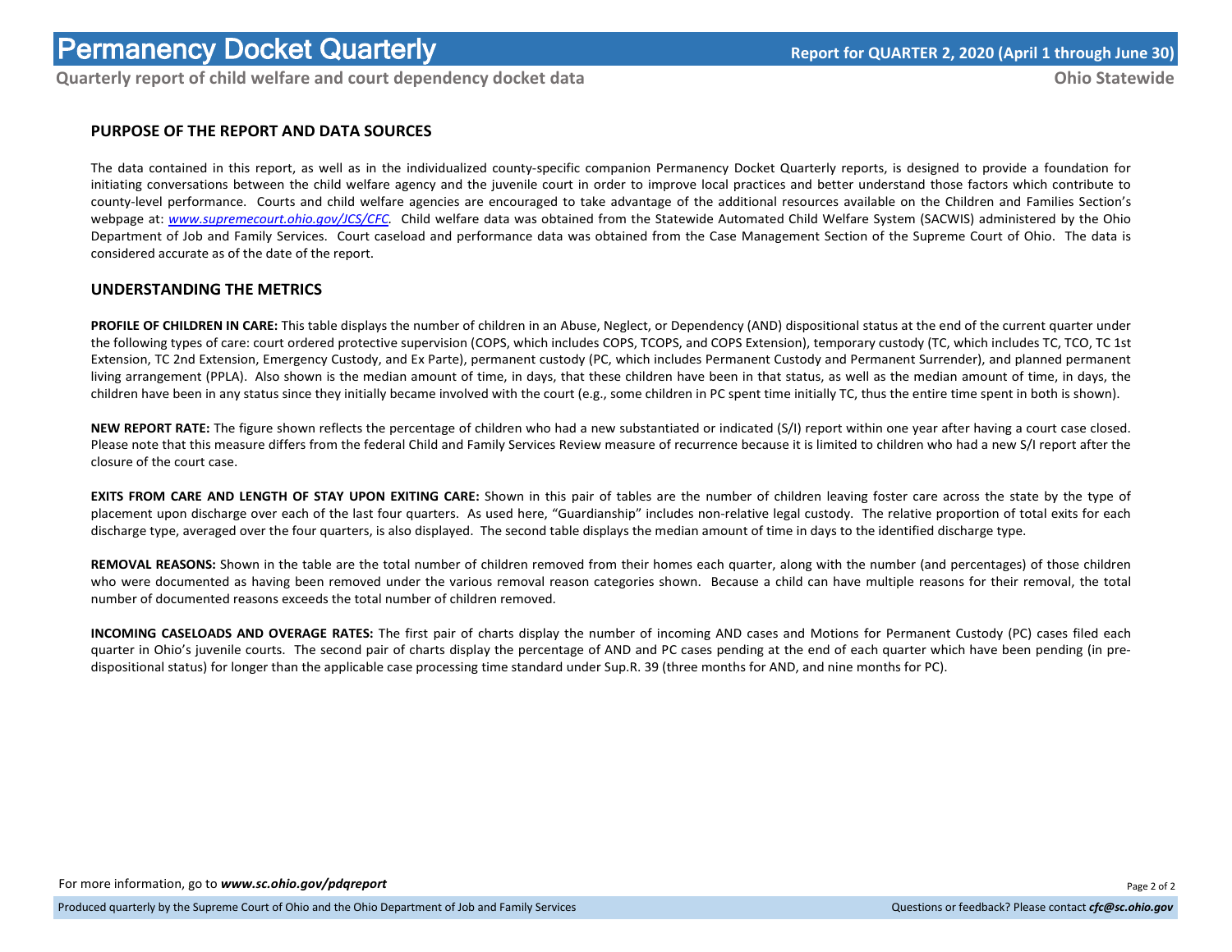# Permanency Docket Quarterly

**Report for QUARTER 2, 2020 (April 1 through June 30)**

**Quarterly report of child welfare and court dependency docket data** — **Ohio Statewide**

## PURPOSE OF THE REPORT AND DATA SOURCES

The data contained in this report, as well as in the individualized county-specific companion Permanency Docket Quarterly reports, is designed to provide a foundation for initiating conversations between the child welfare agency and the juvenile court in order to improve local practices and better understand those factors which contribute to county-level performance. Courts and child welfare agencies are encouraged to take advantage of the additional resources available on the Children and Families Section's webpage at: *www.supremecourt.ohio.gov/JCS/CFC*. Child welfare data was obtained from the Statewide Automated Child Welfare System (SACWIS) administered by the Ohio Department of Job and Family Services. Court caseload and performance data was obtained from the Case Management Section of the Supreme Court of Ohio. The data is considered accurate as of the date of the report.

## UNDERSTANDING THE METRICS

**PROFILE OF CHILDREN IN CARE:** This table displays the number of children in an Abuse, Neglect, or Dependency (AND) dispositional status at the end of the current quarter under the following types of care: court ordered protective supervision (COPS, which includes COPS, TCOPS, and COPS Extension), temporary custody (TC, which includes TC, TCO, TC 1st Extension, TC 2nd Extension, Emergency Custody, and Ex Parte), permanent custody (PC, which includes Permanent Custody and Permanent Surrender), and planned permanent living arrangement (PPLA). Also shown is the median amount of time, in days, that these children have been in that status, as well as the median amount of time, in days, the children have been in any status since they initially became involved with the court (e.g., some children in PC spent time initially TC, thus the entire time spent in both is shown).

**NEW REPORT RATE:** The figure shown reflects the percentage of children who had a new substantiated or indicated (S/I) report within one year after having a court case closed. Please note that this measure differs from the federal Child and Family Services Review measure of recurrence because it is limited to children who had a new S/I report after the closure of the court case.

**EXITS FROM CARE AND LENGTH OF STAY UPON EXITING CARE:** Shown in this pair of tables are the number of children leaving foster care across the state by the type of placement upon discharge over each of the last four quarters. As used here, "Guardianship" includes non-relative legal custody. The relative proportion of total exits for each discharge type, averaged over the four quarters, is also displayed. The second table displays the median amount of time in days to the identified discharge type.

**REMOVAL REASONS:** Shown in the table are the total number of children removed from their homes each quarter, along with the number (and percentages) of those children who were documented as having been removed under the various removal reason categories shown. Because a child can have multiple reasons for their removal, the total number of documented reasons exceeds the total number of children removed.

**INCOMING CASELOADS AND OVERAGE RATES:** The first pair of charts display the number of incoming AND cases and Motions for Permanent Custody (PC) cases filed each quarter in Ohio's juvenile courts. The second pair of charts display the percentage of AND and PC cases pending at the end of each quarter which have been pending (in pre-dispositional status) for longer than the applicable case processing time standard under Sup.R. 39 (three months for AND, and nine months for PC).

For more information, go to ***www.sc.ohio.gov/pdqreport***

Produced quarterly by the Supreme Court of Ohio and the Ohio Department of Job and Family Services

Questions or feedback? Please contact ***cfc@sc.ohio.gov***